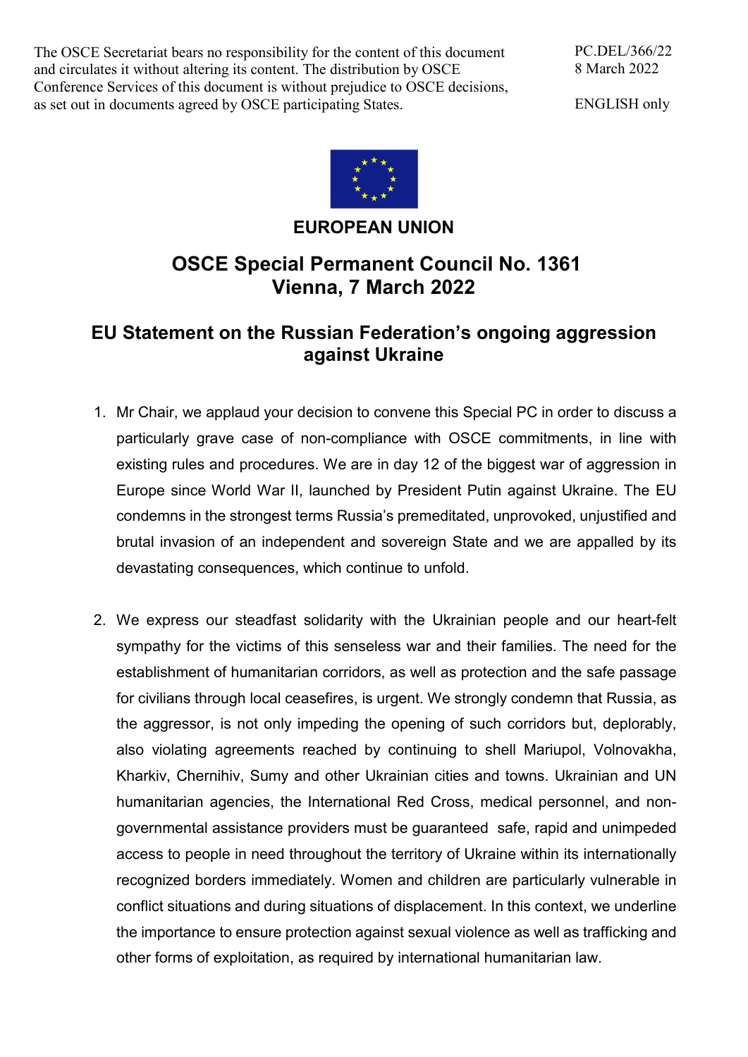The OSCE Secretariat bears no responsibility for the content of this document and circulates it without altering its content. The distribution by OSCE Conference Services of this document is without prejudice to OSCE decisions, as set out in documents agreed by OSCE participating States.

PC.DEL/366/22
8 March 2022

ENGLISH only

**EUROPEAN UNION**

# OSCE Special Permanent Council No. 1361
# Vienna, 7 March 2022

## EU Statement on the Russian Federation's ongoing aggression against Ukraine

1. Mr Chair, we applaud your decision to convene this Special PC in order to discuss a particularly grave case of non-compliance with OSCE commitments, in line with existing rules and procedures. We are in day 12 of the biggest war of aggression in Europe since World War II, launched by President Putin against Ukraine. The EU condemns in the strongest terms Russia's premeditated, unprovoked, unjustified and brutal invasion of an independent and sovereign State and we are appalled by its devastating consequences, which continue to unfold.

2. We express our steadfast solidarity with the Ukrainian people and our heart-felt sympathy for the victims of this senseless war and their families. The need for the establishment of humanitarian corridors, as well as protection and the safe passage for civilians through local ceasefires, is urgent. We strongly condemn that Russia, as the aggressor, is not only impeding the opening of such corridors but, deplorably, also violating agreements reached by continuing to shell Mariupol, Volnovakha, Kharkiv, Chernihiv, Sumy and other Ukrainian cities and towns. Ukrainian and UN humanitarian agencies, the International Red Cross, medical personnel, and non-governmental assistance providers must be guaranteed safe, rapid and unimpeded access to people in need throughout the territory of Ukraine within its internationally recognized borders immediately. Women and children are particularly vulnerable in conflict situations and during situations of displacement. In this context, we underline the importance to ensure protection against sexual violence as well as trafficking and other forms of exploitation, as required by international humanitarian law.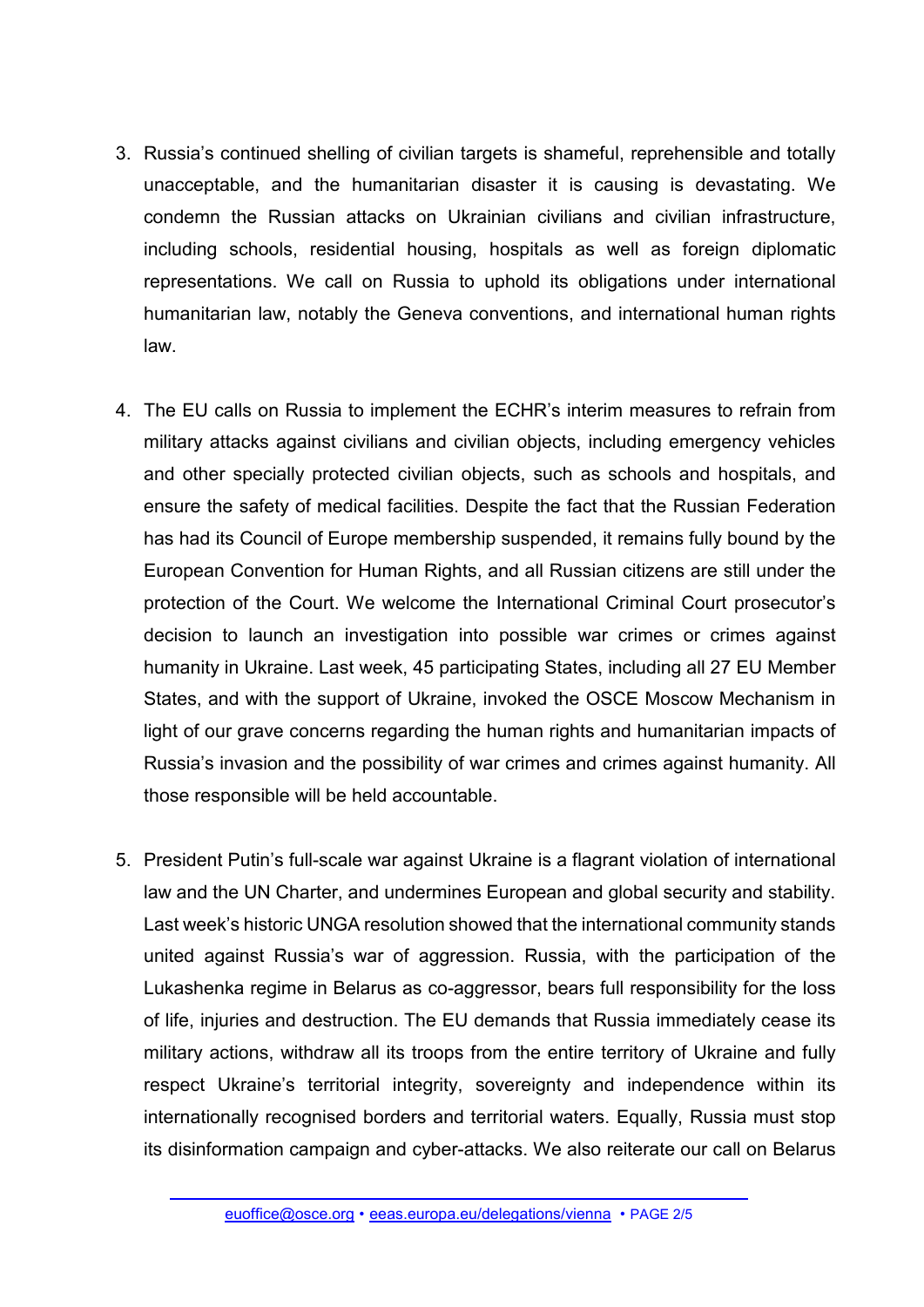3. Russia's continued shelling of civilian targets is shameful, reprehensible and totally unacceptable, and the humanitarian disaster it is causing is devastating. We condemn the Russian attacks on Ukrainian civilians and civilian infrastructure, including schools, residential housing, hospitals as well as foreign diplomatic representations. We call on Russia to uphold its obligations under international humanitarian law, notably the Geneva conventions, and international human rights law.

4. The EU calls on Russia to implement the ECHR's interim measures to refrain from military attacks against civilians and civilian objects, including emergency vehicles and other specially protected civilian objects, such as schools and hospitals, and ensure the safety of medical facilities. Despite the fact that the Russian Federation has had its Council of Europe membership suspended, it remains fully bound by the European Convention for Human Rights, and all Russian citizens are still under the protection of the Court. We welcome the International Criminal Court prosecutor's decision to launch an investigation into possible war crimes or crimes against humanity in Ukraine. Last week, 45 participating States, including all 27 EU Member States, and with the support of Ukraine, invoked the OSCE Moscow Mechanism in light of our grave concerns regarding the human rights and humanitarian impacts of Russia's invasion and the possibility of war crimes and crimes against humanity. All those responsible will be held accountable.

5. President Putin's full-scale war against Ukraine is a flagrant violation of international law and the UN Charter, and undermines European and global security and stability. Last week's historic UNGA resolution showed that the international community stands united against Russia's war of aggression. Russia, with the participation of the Lukashenka regime in Belarus as co-aggressor, bears full responsibility for the loss of life, injuries and destruction. The EU demands that Russia immediately cease its military actions, withdraw all its troops from the entire territory of Ukraine and fully respect Ukraine's territorial integrity, sovereignty and independence within its internationally recognised borders and territorial waters. Equally, Russia must stop its disinformation campaign and cyber-attacks. We also reiterate our call on Belarus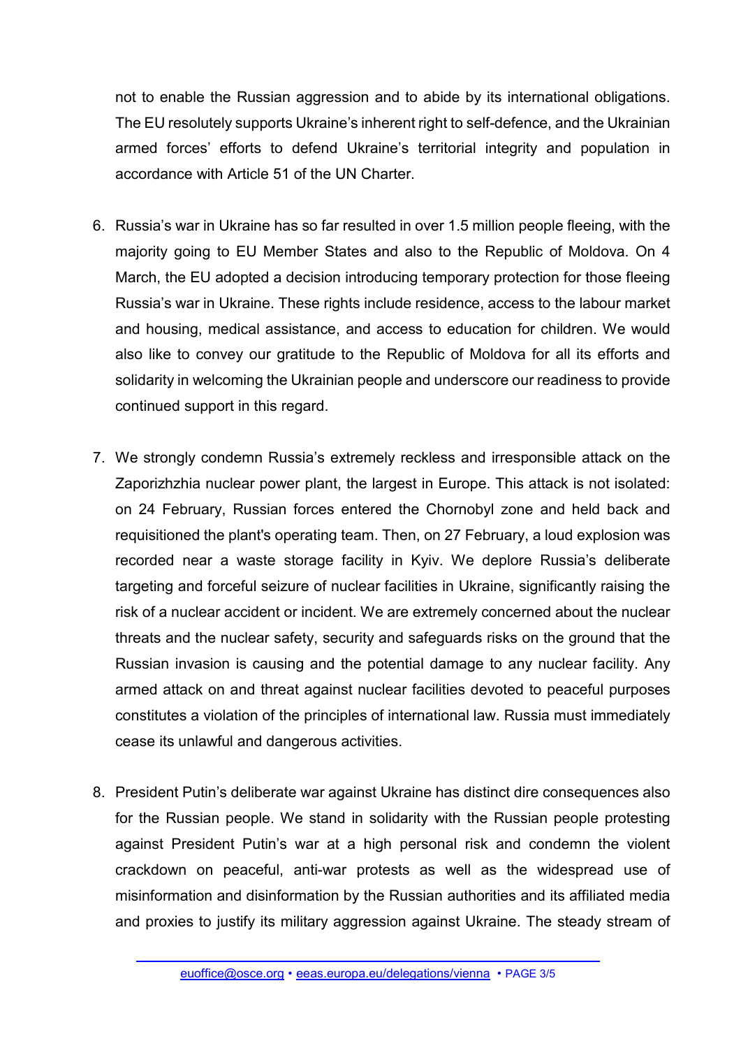not to enable the Russian aggression and to abide by its international obligations. The EU resolutely supports Ukraine's inherent right to self-defence, and the Ukrainian armed forces' efforts to defend Ukraine's territorial integrity and population in accordance with Article 51 of the UN Charter.

6. Russia's war in Ukraine has so far resulted in over 1.5 million people fleeing, with the majority going to EU Member States and also to the Republic of Moldova. On 4 March, the EU adopted a decision introducing temporary protection for those fleeing Russia's war in Ukraine. These rights include residence, access to the labour market and housing, medical assistance, and access to education for children. We would also like to convey our gratitude to the Republic of Moldova for all its efforts and solidarity in welcoming the Ukrainian people and underscore our readiness to provide continued support in this regard.

7. We strongly condemn Russia's extremely reckless and irresponsible attack on the Zaporizhzhia nuclear power plant, the largest in Europe. This attack is not isolated: on 24 February, Russian forces entered the Chornobyl zone and held back and requisitioned the plant's operating team. Then, on 27 February, a loud explosion was recorded near a waste storage facility in Kyiv. We deplore Russia's deliberate targeting and forceful seizure of nuclear facilities in Ukraine, significantly raising the risk of a nuclear accident or incident. We are extremely concerned about the nuclear threats and the nuclear safety, security and safeguards risks on the ground that the Russian invasion is causing and the potential damage to any nuclear facility. Any armed attack on and threat against nuclear facilities devoted to peaceful purposes constitutes a violation of the principles of international law. Russia must immediately cease its unlawful and dangerous activities.

8. President Putin's deliberate war against Ukraine has distinct dire consequences also for the Russian people. We stand in solidarity with the Russian people protesting against President Putin's war at a high personal risk and condemn the violent crackdown on peaceful, anti-war protests as well as the widespread use of misinformation and disinformation by the Russian authorities and its affiliated media and proxies to justify its military aggression against Ukraine. The steady stream of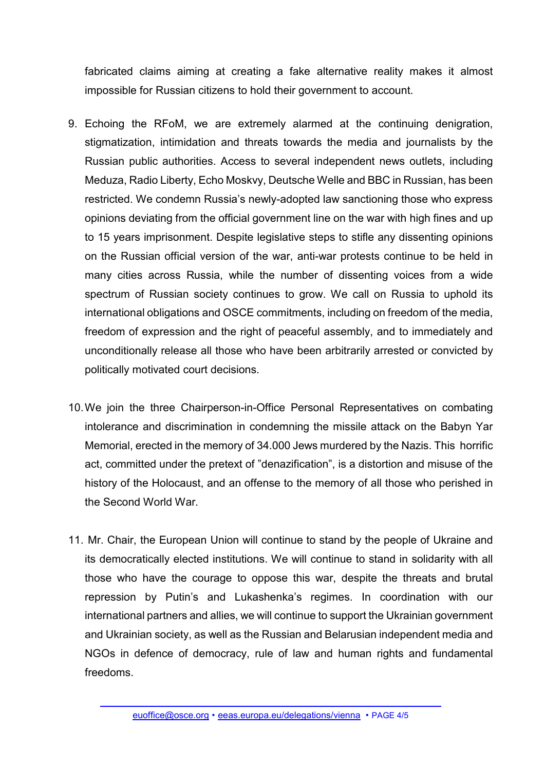fabricated claims aiming at creating a fake alternative reality makes it almost impossible for Russian citizens to hold their government to account.

9. Echoing the RFoM, we are extremely alarmed at the continuing denigration, stigmatization, intimidation and threats towards the media and journalists by the Russian public authorities. Access to several independent news outlets, including Meduza, Radio Liberty, Echo Moskvy, Deutsche Welle and BBC in Russian, has been restricted. We condemn Russia's newly-adopted law sanctioning those who express opinions deviating from the official government line on the war with high fines and up to 15 years imprisonment. Despite legislative steps to stifle any dissenting opinions on the Russian official version of the war, anti-war protests continue to be held in many cities across Russia, while the number of dissenting voices from a wide spectrum of Russian society continues to grow. We call on Russia to uphold its international obligations and OSCE commitments, including on freedom of the media, freedom of expression and the right of peaceful assembly, and to immediately and unconditionally release all those who have been arbitrarily arrested or convicted by politically motivated court decisions.

10. We join the three Chairperson-in-Office Personal Representatives on combating intolerance and discrimination in condemning the missile attack on the Babyn Yar Memorial, erected in the memory of 34.000 Jews murdered by the Nazis. This horrific act, committed under the pretext of "denazification", is a distortion and misuse of the history of the Holocaust, and an offense to the memory of all those who perished in the Second World War.

11. Mr. Chair, the European Union will continue to stand by the people of Ukraine and its democratically elected institutions. We will continue to stand in solidarity with all those who have the courage to oppose this war, despite the threats and brutal repression by Putin's and Lukashenka's regimes. In coordination with our international partners and allies, we will continue to support the Ukrainian government and Ukrainian society, as well as the Russian and Belarusian independent media and NGOs in defence of democracy, rule of law and human rights and fundamental freedoms.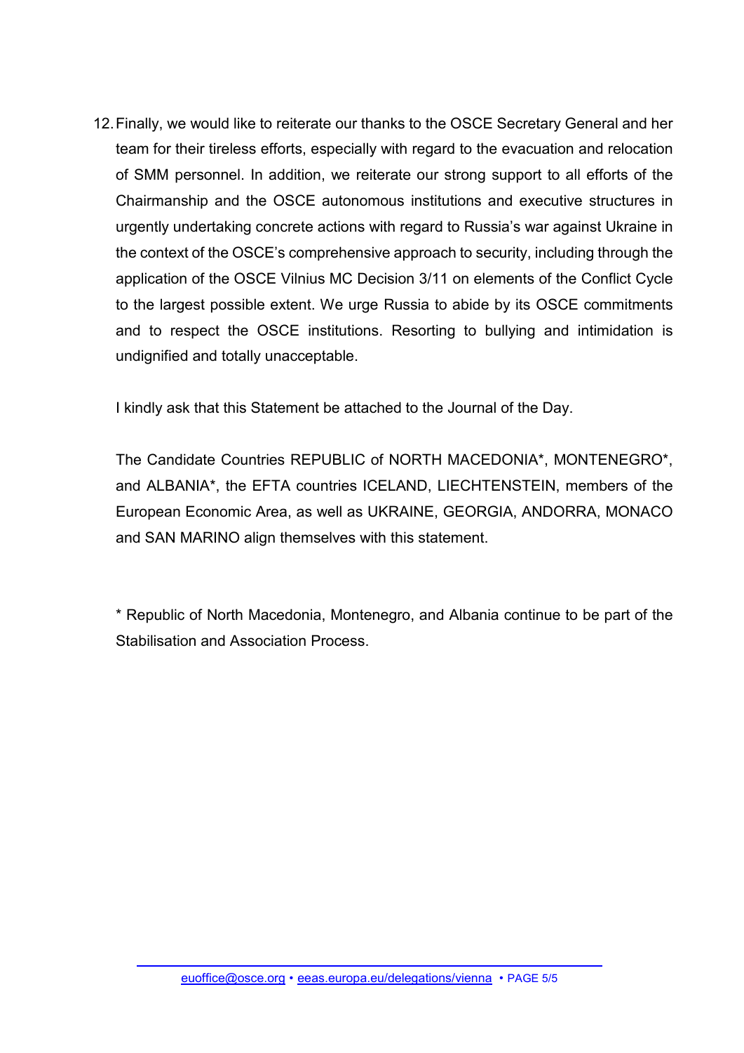12. Finally, we would like to reiterate our thanks to the OSCE Secretary General and her team for their tireless efforts, especially with regard to the evacuation and relocation of SMM personnel. In addition, we reiterate our strong support to all efforts of the Chairmanship and the OSCE autonomous institutions and executive structures in urgently undertaking concrete actions with regard to Russia's war against Ukraine in the context of the OSCE's comprehensive approach to security, including through the application of the OSCE Vilnius MC Decision 3/11 on elements of the Conflict Cycle to the largest possible extent. We urge Russia to abide by its OSCE commitments and to respect the OSCE institutions. Resorting to bullying and intimidation is undignified and totally unacceptable.

I kindly ask that this Statement be attached to the Journal of the Day.

The Candidate Countries REPUBLIC of NORTH MACEDONIA*, MONTENEGRO*, and ALBANIA*, the EFTA countries ICELAND, LIECHTENSTEIN, members of the European Economic Area, as well as UKRAINE, GEORGIA, ANDORRA, MONACO and SAN MARINO align themselves with this statement.

* Republic of North Macedonia, Montenegro, and Albania continue to be part of the Stabilisation and Association Process.